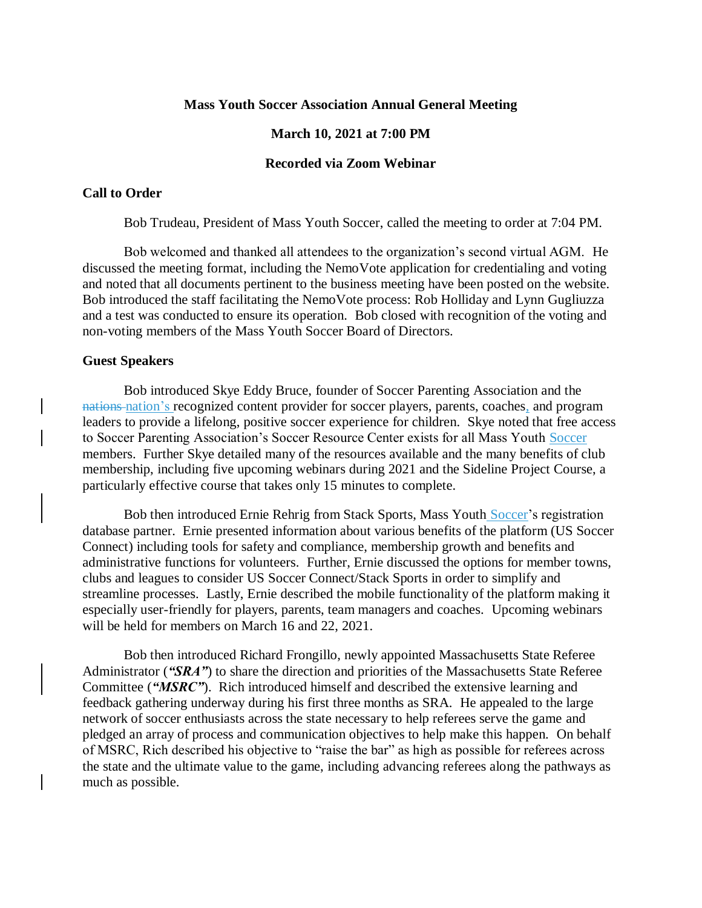**Mass Youth Soccer Association Annual General Meeting**

**March 10, 2021 at 7:00 PM**

**Recorded via Zoom Webinar**

## Call to Order

Bob Trudeau, President of Mass Youth Soccer, called the meeting to order at 7:04 PM.

Bob welcomed and thanked all attendees to the organization's second virtual AGM. He discussed the meeting format, including the NemoVote application for credentialing and voting and noted that all documents pertinent to the business meeting have been posted on the website. Bob introduced the staff facilitating the NemoVote process: Rob Holliday and Lynn Gugliuzza and a test was conducted to ensure its operation. Bob closed with recognition of the voting and non-voting members of the Mass Youth Soccer Board of Directors.

## Guest Speakers

Bob introduced Skye Eddy Bruce, founder of Soccer Parenting Association and the nation's recognized content provider for soccer players, parents, coaches, and program leaders to provide a lifelong, positive soccer experience for children. Skye noted that free access to Soccer Parenting Association's Soccer Resource Center exists for all Mass Youth Soccer members. Further Skye detailed many of the resources available and the many benefits of club membership, including five upcoming webinars during 2021 and the Sideline Project Course, a particularly effective course that takes only 15 minutes to complete.

Bob then introduced Ernie Rehrig from Stack Sports, Mass Youth Soccer's registration database partner. Ernie presented information about various benefits of the platform (US Soccer Connect) including tools for safety and compliance, membership growth and benefits and administrative functions for volunteers. Further, Ernie discussed the options for member towns, clubs and leagues to consider US Soccer Connect/Stack Sports in order to simplify and streamline processes. Lastly, Ernie described the mobile functionality of the platform making it especially user-friendly for players, parents, team managers and coaches. Upcoming webinars will be held for members on March 16 and 22, 2021.

Bob then introduced Richard Frongillo, newly appointed Massachusetts State Referee Administrator (***"SRA"***) to share the direction and priorities of the Massachusetts State Referee Committee (***"MSRC"***). Rich introduced himself and described the extensive learning and feedback gathering underway during his first three months as SRA. He appealed to the large network of soccer enthusiasts across the state necessary to help referees serve the game and pledged an array of process and communication objectives to help make this happen. On behalf of MSRC, Rich described his objective to "raise the bar" as high as possible for referees across the state and the ultimate value to the game, including advancing referees along the pathways as much as possible.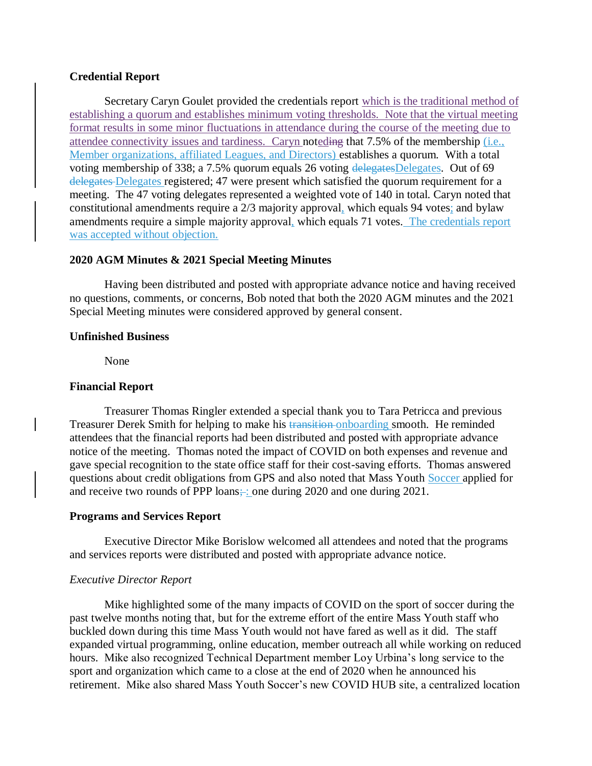**Credential Report**

Secretary Caryn Goulet provided the credentials report which is the traditional method of establishing a quorum and establishes minimum voting thresholds. Note that the virtual meeting format results in some minor fluctuations in attendance during the course of the meeting due to attendee connectivity issues and tardiness. Caryn noted that 7.5% of the membership (i.e., Member organizations, affiliated Leagues, and Directors) establishes a quorum. With a total voting membership of 338; a 7.5% quorum equals 26 voting Delegates. Out of 69 Delegates registered; 47 were present which satisfied the quorum requirement for a meeting. The 47 voting delegates represented a weighted vote of 140 in total. Caryn noted that constitutional amendments require a 2/3 majority approval, which equals 94 votes; and bylaw amendments require a simple majority approval, which equals 71 votes. The credentials report was accepted without objection.

**2020 AGM Minutes & 2021 Special Meeting Minutes**

Having been distributed and posted with appropriate advance notice and having received no questions, comments, or concerns, Bob noted that both the 2020 AGM minutes and the 2021 Special Meeting minutes were considered approved by general consent.

**Unfinished Business**

None

**Financial Report**

Treasurer Thomas Ringler extended a special thank you to Tara Petricca and previous Treasurer Derek Smith for helping to make his onboarding smooth. He reminded attendees that the financial reports had been distributed and posted with appropriate advance notice of the meeting. Thomas noted the impact of COVID on both expenses and revenue and gave special recognition to the state office staff for their cost-saving efforts. Thomas answered questions about credit obligations from GPS and also noted that Mass Youth Soccer applied for and receive two rounds of PPP loans: one during 2020 and one during 2021.

**Programs and Services Report**

Executive Director Mike Borislow welcomed all attendees and noted that the programs and services reports were distributed and posted with appropriate advance notice.

*Executive Director Report*

Mike highlighted some of the many impacts of COVID on the sport of soccer during the past twelve months noting that, but for the extreme effort of the entire Mass Youth staff who buckled down during this time Mass Youth would not have fared as well as it did. The staff expanded virtual programming, online education, member outreach all while working on reduced hours. Mike also recognized Technical Department member Loy Urbina's long service to the sport and organization which came to a close at the end of 2020 when he announced his retirement. Mike also shared Mass Youth Soccer's new COVID HUB site, a centralized location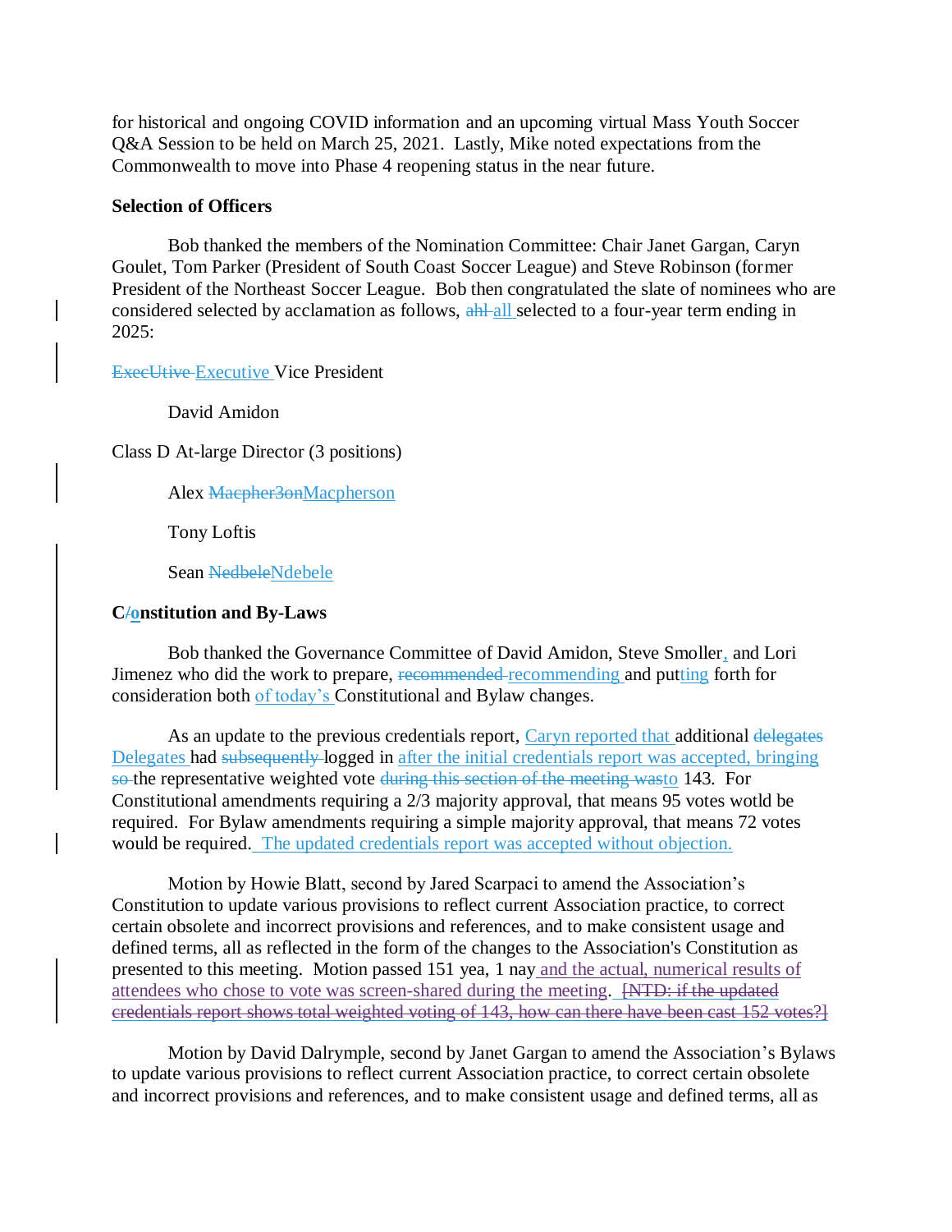for historical and ongoing COVID information and an upcoming virtual Mass Youth Soccer Q&A Session to be held on March 25, 2021. Lastly, Mike noted expectations from the Commonwealth to move into Phase 4 reopening status in the near future.

**Selection of Officers**

Bob thanked the members of the Nomination Committee: Chair Janet Gargan, Caryn Goulet, Tom Parker (President of South Coast Soccer League) and Steve Robinson (former President of the Northeast Soccer League. Bob then congratulated the slate of nominees who are considered selected by acclamation as follows, ~~ahl~~ all selected to a four-year term ending in 2025:

~~ExecUtive~~ Executive Vice President

David Amidon

Class D At-large Director (3 positions)

Alex ~~Macpher3on~~Macpherson

Tony Loftis

Sean ~~Nedbele~~Ndebele

**C~~/~~onstitution and By-Laws**

Bob thanked the Governance Committee of David Amidon, Steve Smoller, and Lori Jimenez who did the work to prepare, ~~recommended~~ recommending and putting forth for consideration both of today's Constitutional and Bylaw changes.

As an update to the previous credentials report, Caryn reported that additional ~~delegates~~ Delegates had ~~subsequently~~ logged in after the initial credentials report was accepted, bringing ~~so~~ the representative weighted vote ~~during this section of the meeting was~~to 143. For Constitutional amendments requiring a 2/3 majority approval, that means 95 votes wotld be required. For Bylaw amendments requiring a simple majority approval, that means 72 votes would be required. The updated credentials report was accepted without objection.

Motion by Howie Blatt, second by Jared Scarpaci to amend the Association's Constitution to update various provisions to reflect current Association practice, to correct certain obsolete and incorrect provisions and references, and to make consistent usage and defined terms, all as reflected in the form of the changes to the Association's Constitution as presented to this meeting. Motion passed 151 yea, 1 nay and the actual, numerical results of attendees who chose to vote was screen-shared during the meeting. ~~[NTD: if the updated credentials report shows total weighted voting of 143, how can there have been cast 152 votes?]~~

Motion by David Dalrymple, second by Janet Gargan to amend the Association's Bylaws to update various provisions to reflect current Association practice, to correct certain obsolete and incorrect provisions and references, and to make consistent usage and defined terms, all as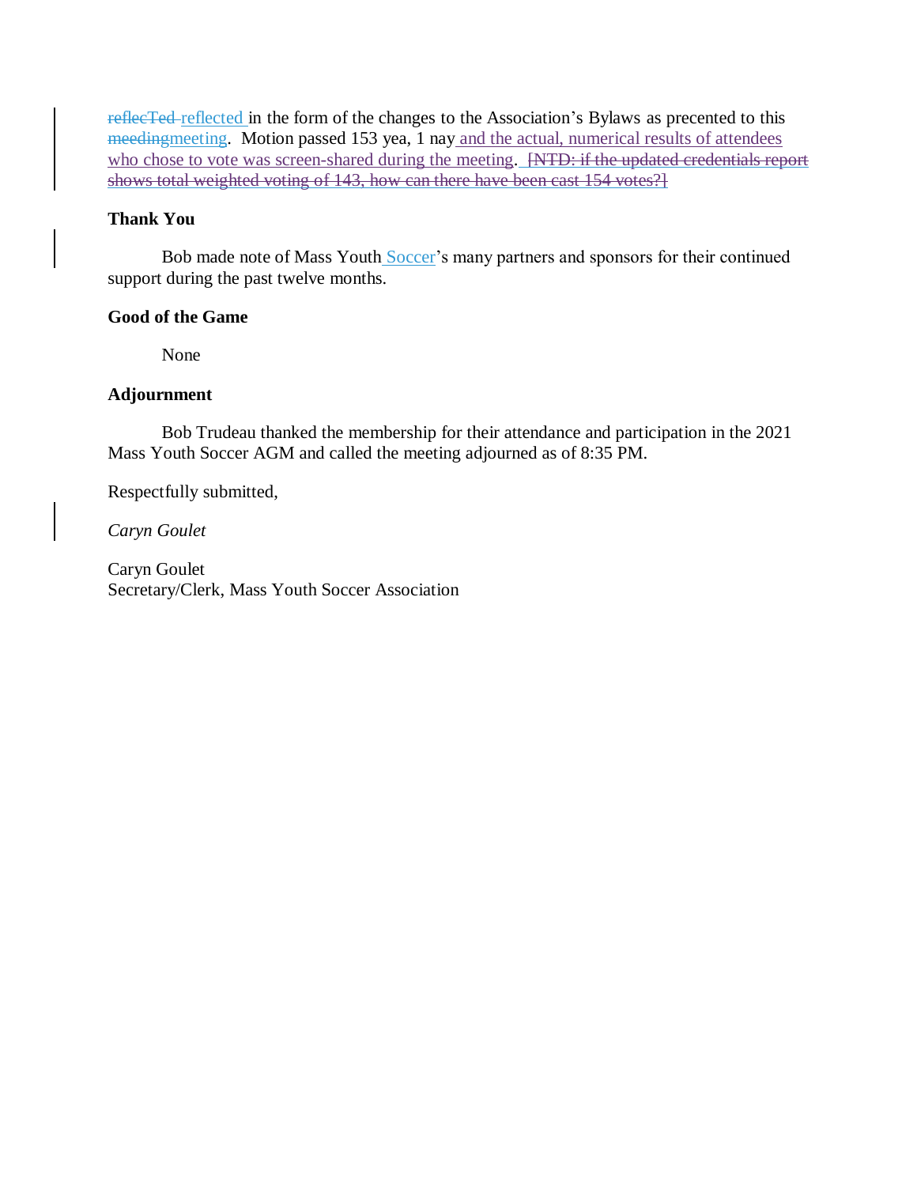~~reflecTed~~ reflected in the form of the changes to the Association's Bylaws as precented to this ~~meeding~~meeting. Motion passed 153 yea, 1 nay and the actual, numerical results of attendees who chose to vote was screen-shared during the meeting. ~~[NTD: if the updated credentials report shows total weighted voting of 143, how can there have been cast 154 votes?]~~

**Thank You**

Bob made note of Mass Youth Soccer's many partners and sponsors for their continued support during the past twelve months.

**Good of the Game**

None

**Adjournment**

Bob Trudeau thanked the membership for their attendance and participation in the 2021 Mass Youth Soccer AGM and called the meeting adjourned as of 8:35 PM.

Respectfully submitted,

*Caryn Goulet*

Caryn Goulet
Secretary/Clerk, Mass Youth Soccer Association